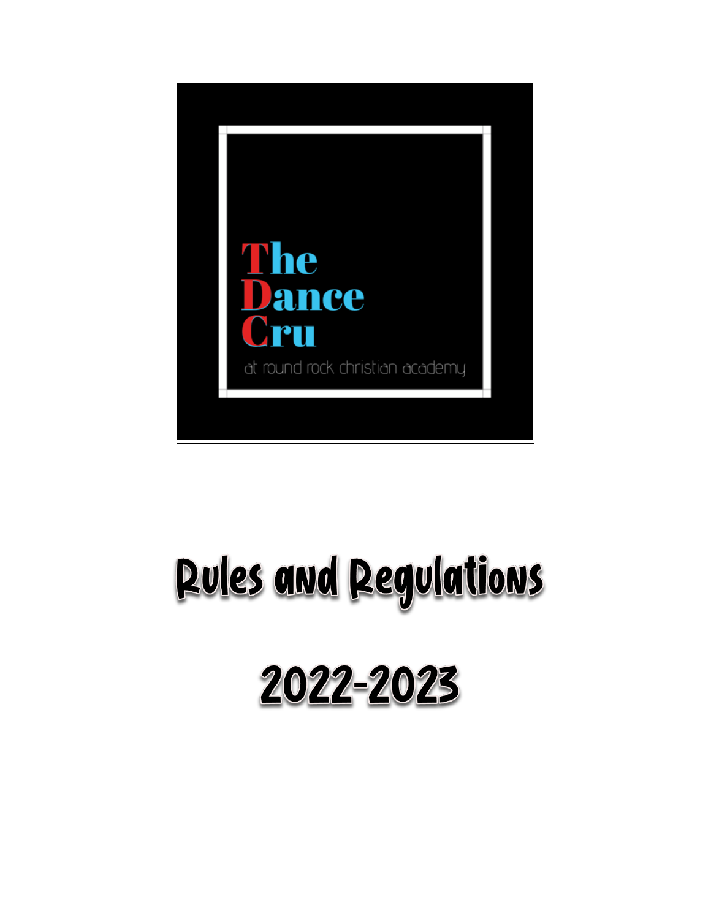The Dance Cru

at round rock christian academy

# Rules and Regulations

# 2022-2023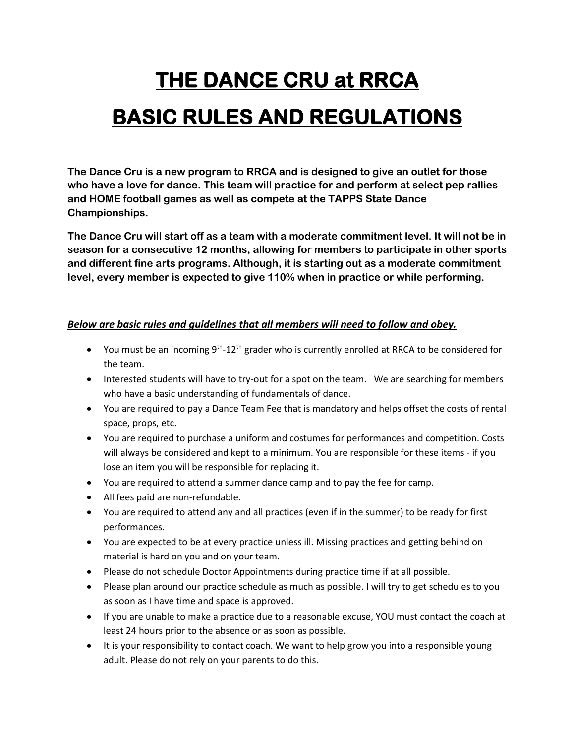# THE DANCE CRU at RRCA

# BASIC RULES AND REGULATIONS

**The Dance Cru is a new program to RRCA and is designed to give an outlet for those who have a love for dance. This team will practice for and perform at select pep rallies and HOME football games as well as compete at the TAPPS State Dance Championships.**

**The Dance Cru will start off as a team with a moderate commitment level. It will not be in season for a consecutive 12 months, allowing for members to participate in other sports and different fine arts programs. Although, it is starting out as a moderate commitment level, every member is expected to give 110% when in practice or while performing.**

***Below are basic rules and guidelines that all members will need to follow and obey.***

- You must be an incoming 9th-12th grader who is currently enrolled at RRCA to be considered for the team.
- Interested students will have to try-out for a spot on the team. We are searching for members who have a basic understanding of fundamentals of dance.
- You are required to pay a Dance Team Fee that is mandatory and helps offset the costs of rental space, props, etc.
- You are required to purchase a uniform and costumes for performances and competition. Costs will always be considered and kept to a minimum. You are responsible for these items - if you lose an item you will be responsible for replacing it.
- You are required to attend a summer dance camp and to pay the fee for camp.
- All fees paid are non-refundable.
- You are required to attend any and all practices (even if in the summer) to be ready for first performances.
- You are expected to be at every practice unless ill. Missing practices and getting behind on material is hard on you and on your team.
- Please do not schedule Doctor Appointments during practice time if at all possible.
- Please plan around our practice schedule as much as possible. I will try to get schedules to you as soon as I have time and space is approved.
- If you are unable to make a practice due to a reasonable excuse, YOU must contact the coach at least 24 hours prior to the absence or as soon as possible.
- It is your responsibility to contact coach. We want to help grow you into a responsible young adult. Please do not rely on your parents to do this.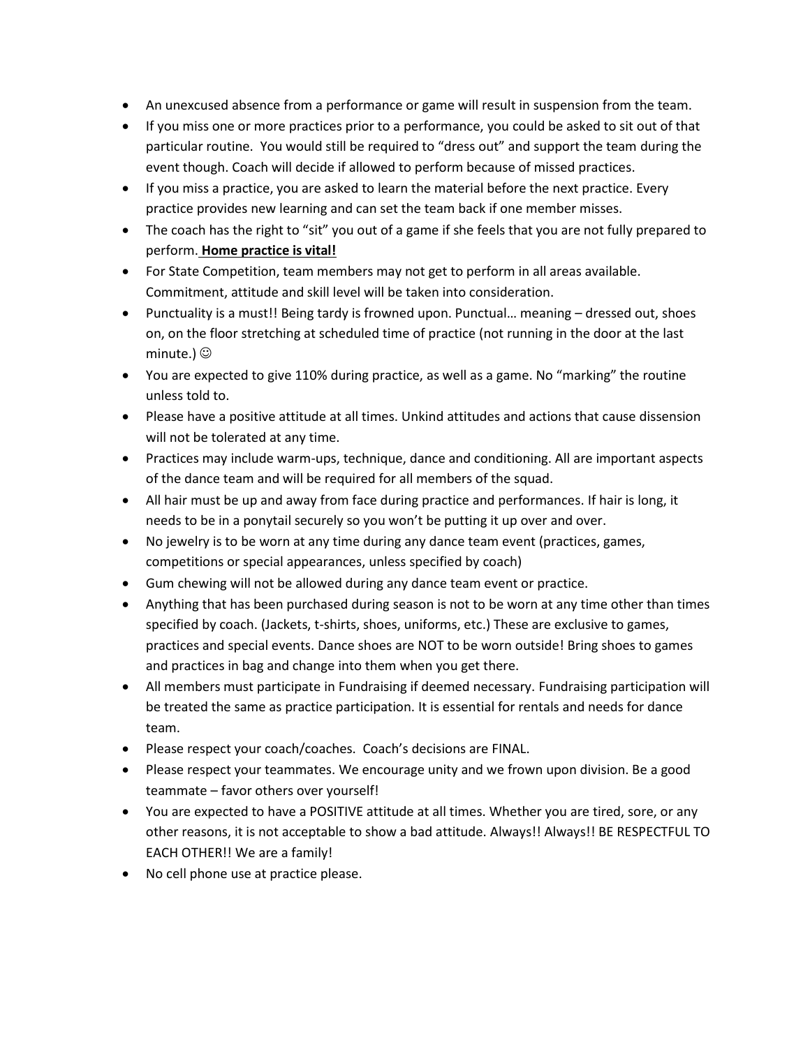- An unexcused absence from a performance or game will result in suspension from the team.
- If you miss one or more practices prior to a performance, you could be asked to sit out of that particular routine. You would still be required to "dress out" and support the team during the event though. Coach will decide if allowed to perform because of missed practices.
- If you miss a practice, you are asked to learn the material before the next practice. Every practice provides new learning and can set the team back if one member misses.
- The coach has the right to "sit" you out of a game if she feels that you are not fully prepared to perform. **<u>Home practice is vital!</u>**
- For State Competition, team members may not get to perform in all areas available. Commitment, attitude and skill level will be taken into consideration.
- Punctuality is a must!! Being tardy is frowned upon. Punctual… meaning – dressed out, shoes on, on the floor stretching at scheduled time of practice (not running in the door at the last minute.) ☺
- You are expected to give 110% during practice, as well as a game. No "marking" the routine unless told to.
- Please have a positive attitude at all times. Unkind attitudes and actions that cause dissension will not be tolerated at any time.
- Practices may include warm-ups, technique, dance and conditioning. All are important aspects of the dance team and will be required for all members of the squad.
- All hair must be up and away from face during practice and performances. If hair is long, it needs to be in a ponytail securely so you won't be putting it up over and over.
- No jewelry is to be worn at any time during any dance team event (practices, games, competitions or special appearances, unless specified by coach)
- Gum chewing will not be allowed during any dance team event or practice.
- Anything that has been purchased during season is not to be worn at any time other than times specified by coach. (Jackets, t-shirts, shoes, uniforms, etc.) These are exclusive to games, practices and special events. Dance shoes are NOT to be worn outside! Bring shoes to games and practices in bag and change into them when you get there.
- All members must participate in Fundraising if deemed necessary. Fundraising participation will be treated the same as practice participation. It is essential for rentals and needs for dance team.
- Please respect your coach/coaches. Coach's decisions are FINAL.
- Please respect your teammates. We encourage unity and we frown upon division. Be a good teammate – favor others over yourself!
- You are expected to have a POSITIVE attitude at all times. Whether you are tired, sore, or any other reasons, it is not acceptable to show a bad attitude. Always!! Always!! BE RESPECTFUL TO EACH OTHER!! We are a family!
- No cell phone use at practice please.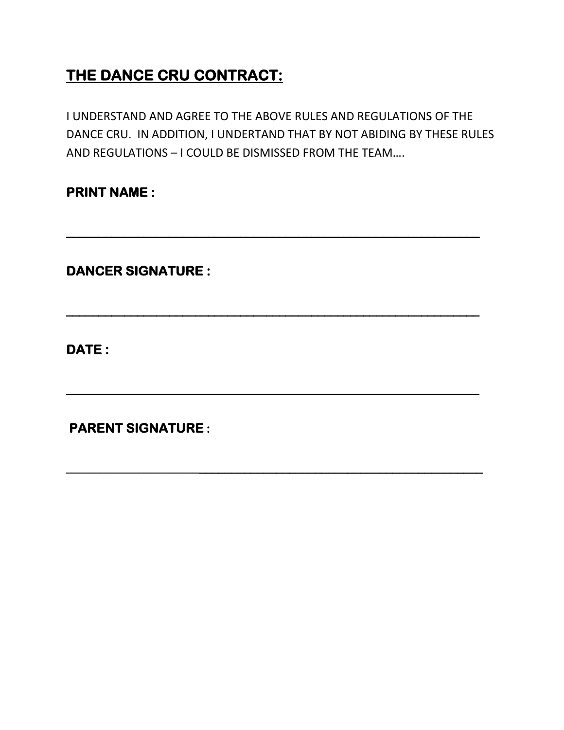## THE DANCE CRU CONTRACT:

I UNDERSTAND AND AGREE TO THE ABOVE RULES AND REGULATIONS OF THE DANCE CRU. IN ADDITION, I UNDERTAND THAT BY NOT ABIDING BY THESE RULES AND REGULATIONS – I COULD BE DISMISSED FROM THE TEAM….

**PRINT NAME :**

______________________________________________________________

**DANCER SIGNATURE :**

______________________________________________________________

**DATE :**

______________________________________________________________

**PARENT SIGNATURE :**

______________________________________________________________